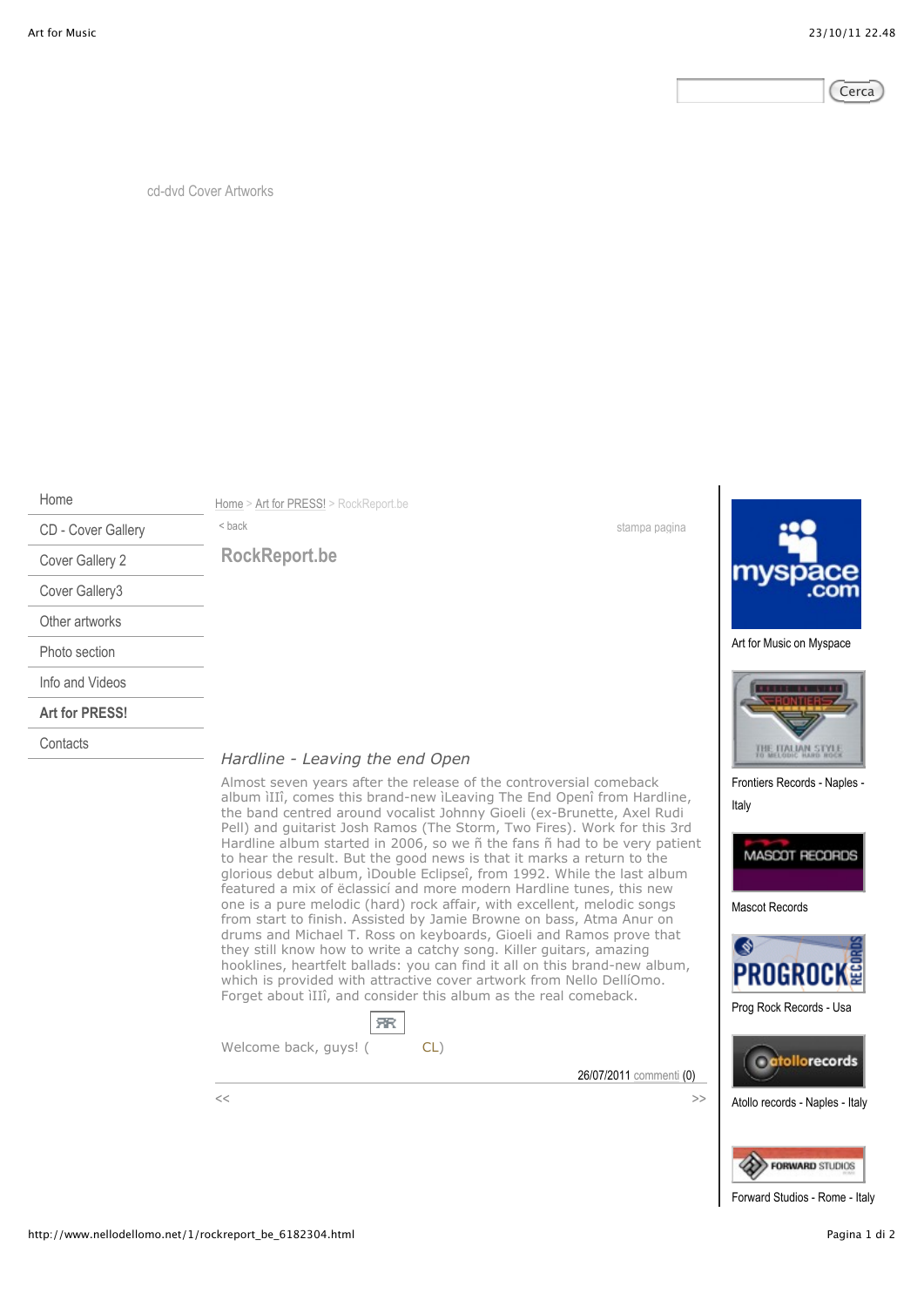Cerca

cd-dvd Cover Artworks

- Home
- CD - Cover Gallery
- Cover Gallery 2
- Cover Gallery3
- Other artworks
- Photo section
- Info and Videos
- **Art for PRESS!**
- Contacts

Home > Art for PRESS! > RockReport.be

< back

stampa pagina

## RockReport.be

*Hardline - Leaving the end Open*

Almost seven years after the release of the controversial comeback album ìIIî, comes this brand-new ìLeaving The End Openî from Hardline, the band centred around vocalist Johnny Gioeli (ex-Brunette, Axel Rudi Pell) and guitarist Josh Ramos (The Storm, Two Fires). Work for this 3rd Hardline album started in 2006, so we ñ the fans ñ had to be very patient to hear the result. But the good news is that it marks a return to the glorious debut album, ìDouble Eclipseî, from 1992. While the last album featured a mix of ëclassicí and more modern Hardline tunes, this new one is a pure melodic (hard) rock affair, with excellent, melodic songs from start to finish. Assisted by Jamie Browne on bass, Atma Anur on drums and Michael T. Ross on keyboards, Gioeli and Ramos prove that they still know how to write a catchy song. Killer guitars, amazing hooklines, heartfelt ballads: you can find it all on this brand-new album, which is provided with attractive cover artwork from Nello DellíOmo. Forget about ìIIî, and consider this album as the real comeback.

Welcome back, guys! ( CL)

26/07/2011 commenti (0)

<< >>

Art for Music on Myspace

Frontiers Records - Naples - Italy

Mascot Records

Prog Rock Records - Usa

Atollo records - Naples - Italy

Forward Studios - Rome - Italy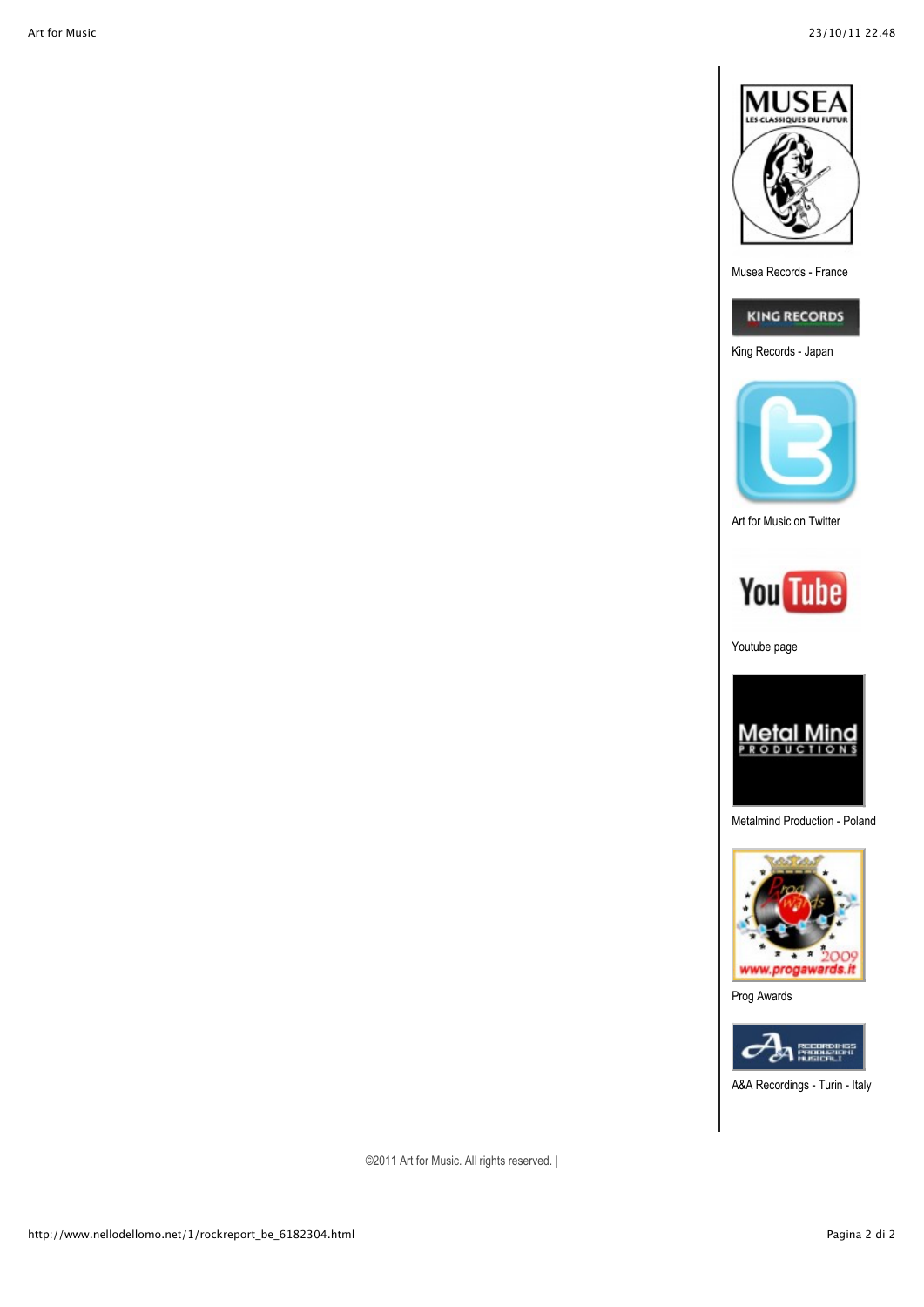Musea Records - France

King Records - Japan

Art for Music on Twitter

Youtube page

Metalmind Production - Poland

Prog Awards

A&A Recordings - Turin - Italy

©2011 Art for Music. All rights reserved. |